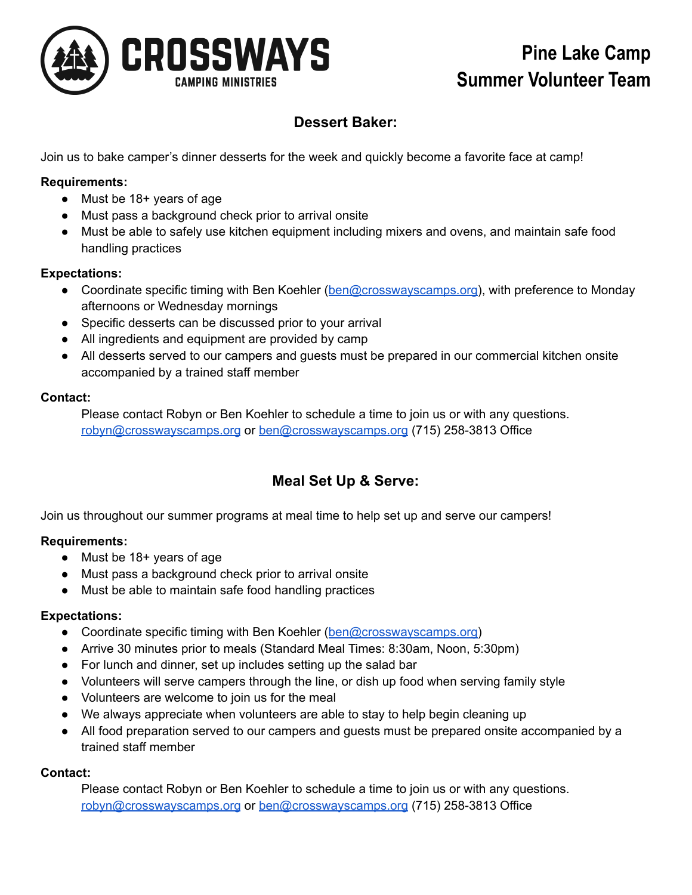CROSSWAYS

CAMPING MINISTRIES

# Pine Lake Camp
# Summer Volunteer Team

## Dessert Baker:

Join us to bake camper's dinner desserts for the week and quickly become a favorite face at camp!

**Requirements:**

- Must be 18+ years of age
- Must pass a background check prior to arrival onsite
- Must be able to safely use kitchen equipment including mixers and ovens, and maintain safe food handling practices

**Expectations:**

- Coordinate specific timing with Ben Koehler (ben@crosswayscamps.org), with preference to Monday afternoons or Wednesday mornings
- Specific desserts can be discussed prior to your arrival
- All ingredients and equipment are provided by camp
- All desserts served to our campers and guests must be prepared in our commercial kitchen onsite accompanied by a trained staff member

**Contact:**

Please contact Robyn or Ben Koehler to schedule a time to join us or with any questions.
robyn@crosswayscamps.org or ben@crosswayscamps.org (715) 258-3813 Office

## Meal Set Up & Serve:

Join us throughout our summer programs at meal time to help set up and serve our campers!

**Requirements:**

- Must be 18+ years of age
- Must pass a background check prior to arrival onsite
- Must be able to maintain safe food handling practices

**Expectations:**

- Coordinate specific timing with Ben Koehler (ben@crosswayscamps.org)
- Arrive 30 minutes prior to meals (Standard Meal Times: 8:30am, Noon, 5:30pm)
- For lunch and dinner, set up includes setting up the salad bar
- Volunteers will serve campers through the line, or dish up food when serving family style
- Volunteers are welcome to join us for the meal
- We always appreciate when volunteers are able to stay to help begin cleaning up
- All food preparation served to our campers and guests must be prepared onsite accompanied by a trained staff member

**Contact:**

Please contact Robyn or Ben Koehler to schedule a time to join us or with any questions.
robyn@crosswayscamps.org or ben@crosswayscamps.org (715) 258-3813 Office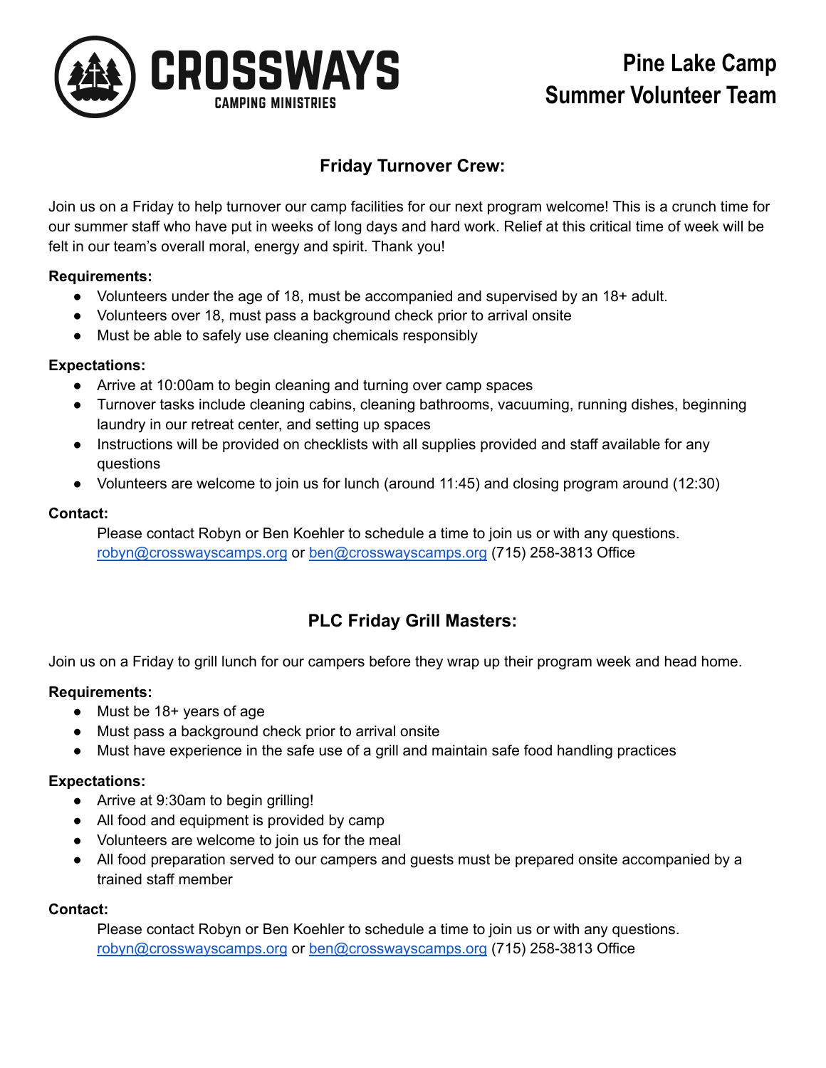CROSSWAYS

CAMPING MINISTRIES

# Pine Lake Camp
# Summer Volunteer Team

## Friday Turnover Crew:

Join us on a Friday to help turnover our camp facilities for our next program welcome! This is a crunch time for our summer staff who have put in weeks of long days and hard work. Relief at this critical time of week will be felt in our team's overall moral, energy and spirit. Thank you!

**Requirements:**

- Volunteers under the age of 18, must be accompanied and supervised by an 18+ adult.
- Volunteers over 18, must pass a background check prior to arrival onsite
- Must be able to safely use cleaning chemicals responsibly

**Expectations:**

- Arrive at 10:00am to begin cleaning and turning over camp spaces
- Turnover tasks include cleaning cabins, cleaning bathrooms, vacuuming, running dishes, beginning laundry in our retreat center, and setting up spaces
- Instructions will be provided on checklists with all supplies provided and staff available for any questions
- Volunteers are welcome to join us for lunch (around 11:45) and closing program around (12:30)

**Contact:**

Please contact Robyn or Ben Koehler to schedule a time to join us or with any questions.
robyn@crosswayscamps.org or ben@crosswayscamps.org (715) 258-3813 Office

## PLC Friday Grill Masters:

Join us on a Friday to grill lunch for our campers before they wrap up their program week and head home.

**Requirements:**

- Must be 18+ years of age
- Must pass a background check prior to arrival onsite
- Must have experience in the safe use of a grill and maintain safe food handling practices

**Expectations:**

- Arrive at 9:30am to begin grilling!
- All food and equipment is provided by camp
- Volunteers are welcome to join us for the meal
- All food preparation served to our campers and guests must be prepared onsite accompanied by a trained staff member

**Contact:**

Please contact Robyn or Ben Koehler to schedule a time to join us or with any questions.
robyn@crosswayscamps.org or ben@crosswayscamps.org (715) 258-3813 Office